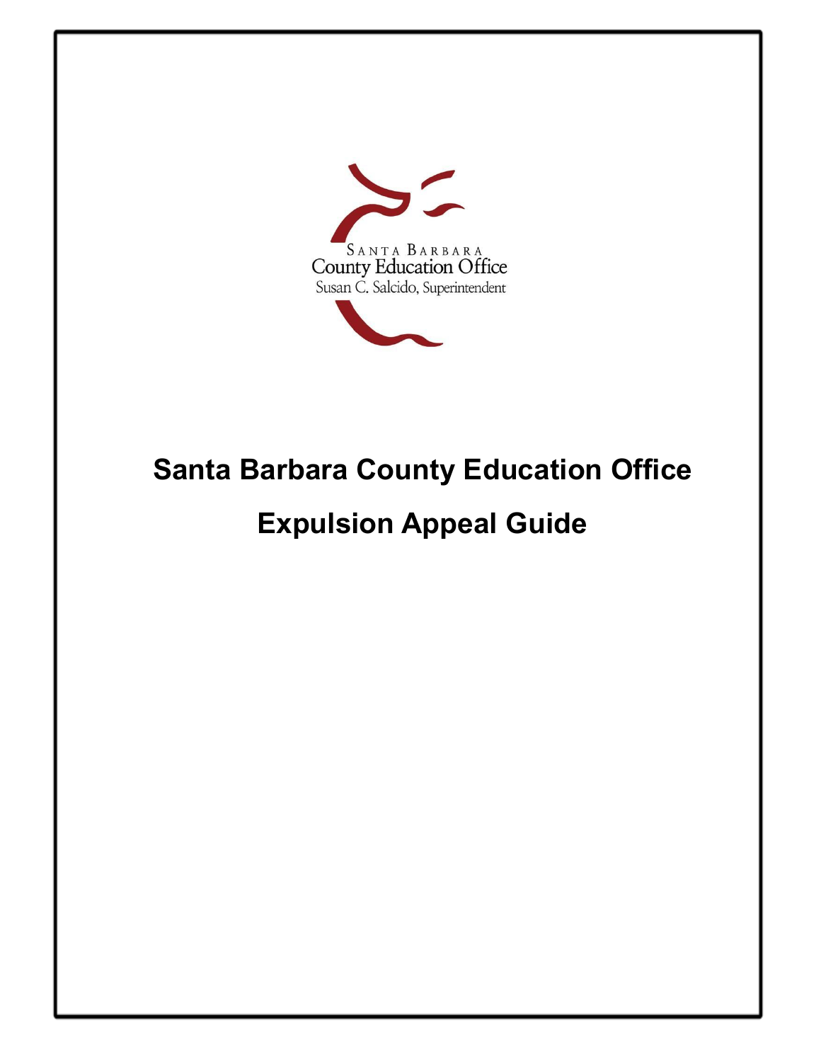Santa Barbara
County Education Office
Susan C. Salcido, Superintendent

# Santa Barbara County Education Office

# Expulsion Appeal Guide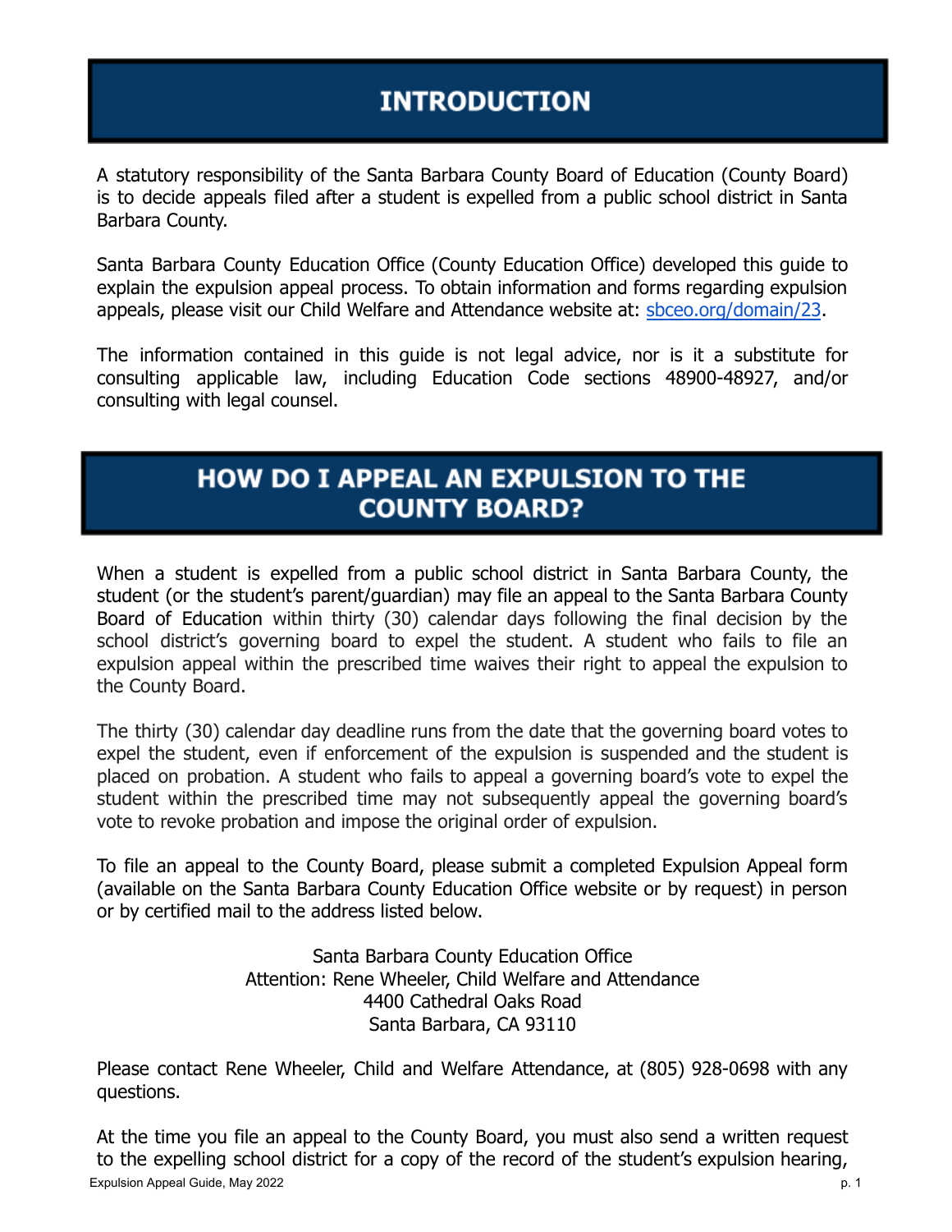# INTRODUCTION

A statutory responsibility of the Santa Barbara County Board of Education (County Board) is to decide appeals filed after a student is expelled from a public school district in Santa Barbara County.

Santa Barbara County Education Office (County Education Office) developed this guide to explain the expulsion appeal process. To obtain information and forms regarding expulsion appeals, please visit our Child Welfare and Attendance website at: [sbceo.org/domain/23](sbceo.org/domain/23).

The information contained in this guide is not legal advice, nor is it a substitute for consulting applicable law, including Education Code sections 48900-48927, and/or consulting with legal counsel.

# HOW DO I APPEAL AN EXPULSION TO THE COUNTY BOARD?

When a student is expelled from a public school district in Santa Barbara County, the student (or the student's parent/guardian) may file an appeal to the Santa Barbara County Board of Education within thirty (30) calendar days following the final decision by the school district's governing board to expel the student. A student who fails to file an expulsion appeal within the prescribed time waives their right to appeal the expulsion to the County Board.

The thirty (30) calendar day deadline runs from the date that the governing board votes to expel the student, even if enforcement of the expulsion is suspended and the student is placed on probation. A student who fails to appeal a governing board's vote to expel the student within the prescribed time may not subsequently appeal the governing board's vote to revoke probation and impose the original order of expulsion.

To file an appeal to the County Board, please submit a completed Expulsion Appeal form (available on the Santa Barbara County Education Office website or by request) in person or by certified mail to the address listed below.

Santa Barbara County Education Office
Attention: Rene Wheeler, Child Welfare and Attendance
4400 Cathedral Oaks Road
Santa Barbara, CA 93110

Please contact Rene Wheeler, Child and Welfare Attendance, at (805) 928-0698 with any questions.

At the time you file an appeal to the County Board, you must also send a written request to the expelling school district for a copy of the record of the student's expulsion hearing,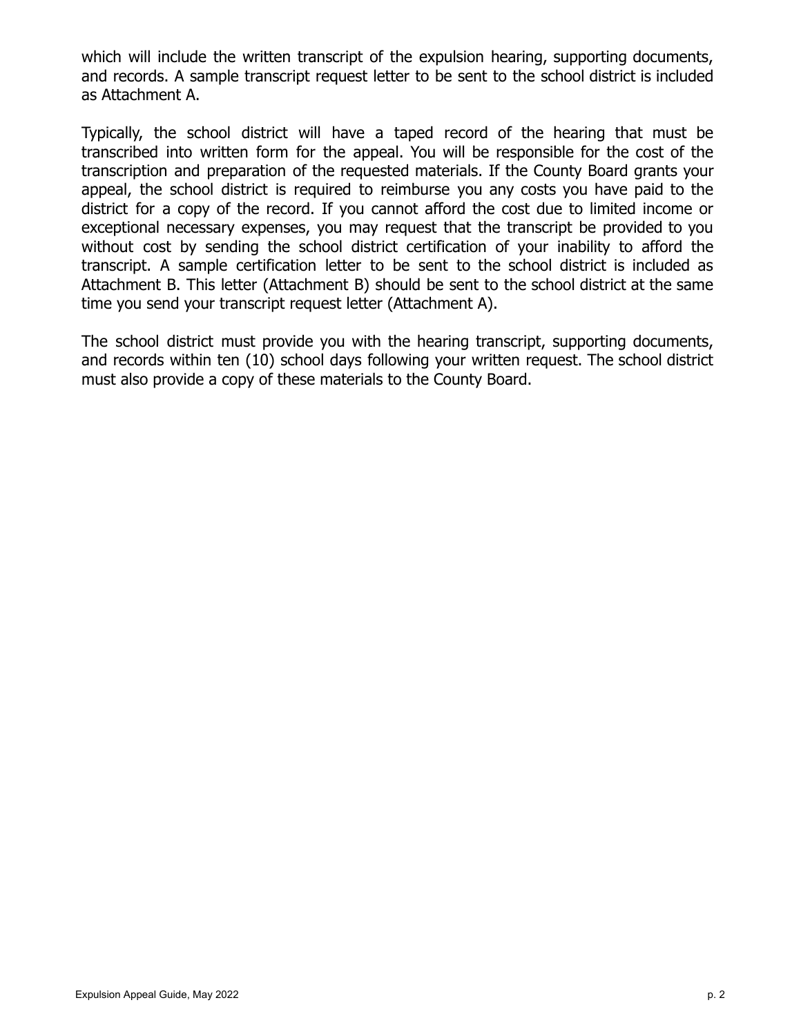which will include the written transcript of the expulsion hearing, supporting documents, and records. A sample transcript request letter to be sent to the school district is included as Attachment A.

Typically, the school district will have a taped record of the hearing that must be transcribed into written form for the appeal. You will be responsible for the cost of the transcription and preparation of the requested materials. If the County Board grants your appeal, the school district is required to reimburse you any costs you have paid to the district for a copy of the record. If you cannot afford the cost due to limited income or exceptional necessary expenses, you may request that the transcript be provided to you without cost by sending the school district certification of your inability to afford the transcript. A sample certification letter to be sent to the school district is included as Attachment B. This letter (Attachment B) should be sent to the school district at the same time you send your transcript request letter (Attachment A).

The school district must provide you with the hearing transcript, supporting documents, and records within ten (10) school days following your written request. The school district must also provide a copy of these materials to the County Board.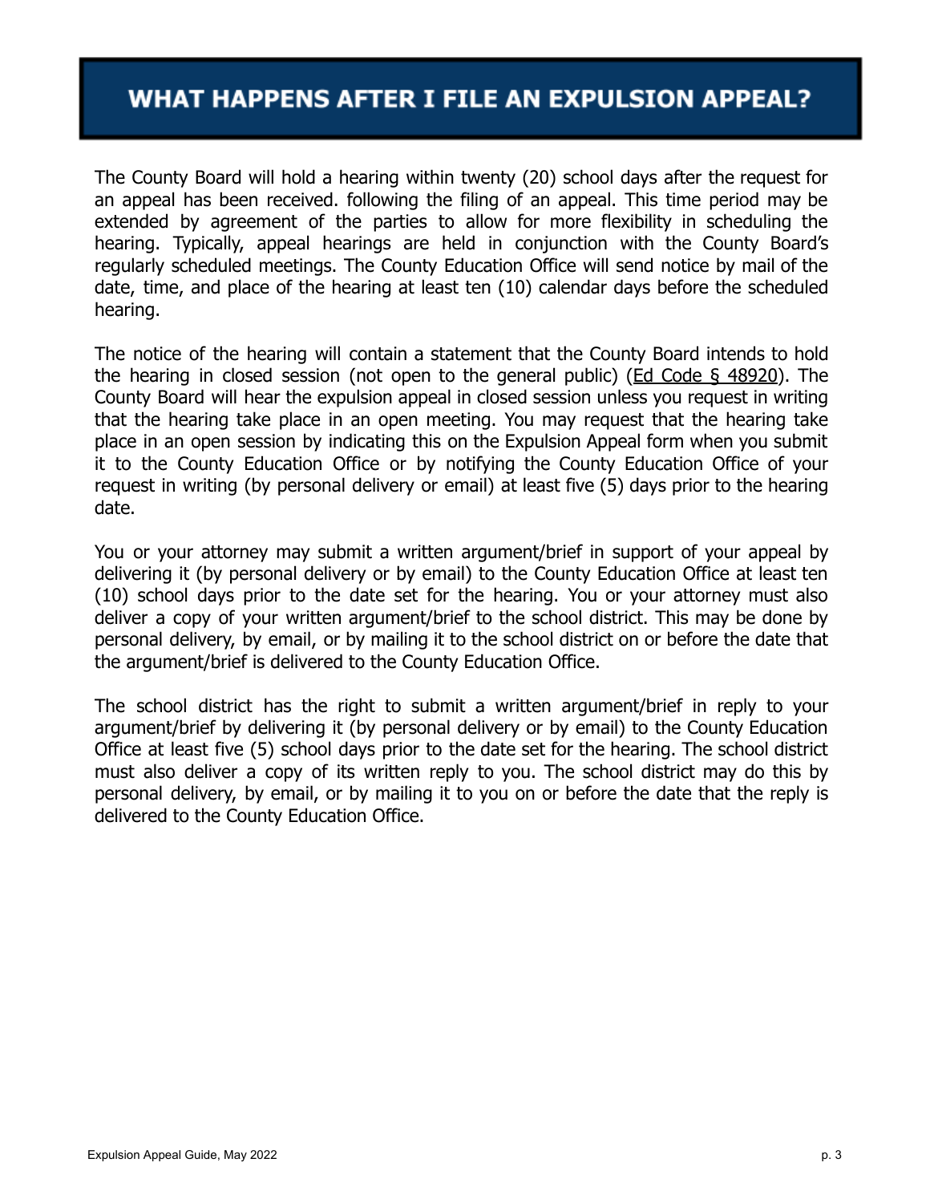# WHAT HAPPENS AFTER I FILE AN EXPULSION APPEAL?

The County Board will hold a hearing within twenty (20) school days after the request for an appeal has been received. following the filing of an appeal. This time period may be extended by agreement of the parties to allow for more flexibility in scheduling the hearing. Typically, appeal hearings are held in conjunction with the County Board's regularly scheduled meetings. The County Education Office will send notice by mail of the date, time, and place of the hearing at least ten (10) calendar days before the scheduled hearing.

The notice of the hearing will contain a statement that the County Board intends to hold the hearing in closed session (not open to the general public) (Ed Code § 48920). The County Board will hear the expulsion appeal in closed session unless you request in writing that the hearing take place in an open meeting. You may request that the hearing take place in an open session by indicating this on the Expulsion Appeal form when you submit it to the County Education Office or by notifying the County Education Office of your request in writing (by personal delivery or email) at least five (5) days prior to the hearing date.

You or your attorney may submit a written argument/brief in support of your appeal by delivering it (by personal delivery or by email) to the County Education Office at least ten (10) school days prior to the date set for the hearing. You or your attorney must also deliver a copy of your written argument/brief to the school district. This may be done by personal delivery, by email, or by mailing it to the school district on or before the date that the argument/brief is delivered to the County Education Office.

The school district has the right to submit a written argument/brief in reply to your argument/brief by delivering it (by personal delivery or by email) to the County Education Office at least five (5) school days prior to the date set for the hearing. The school district must also deliver a copy of its written reply to you. The school district may do this by personal delivery, by email, or by mailing it to you on or before the date that the reply is delivered to the County Education Office.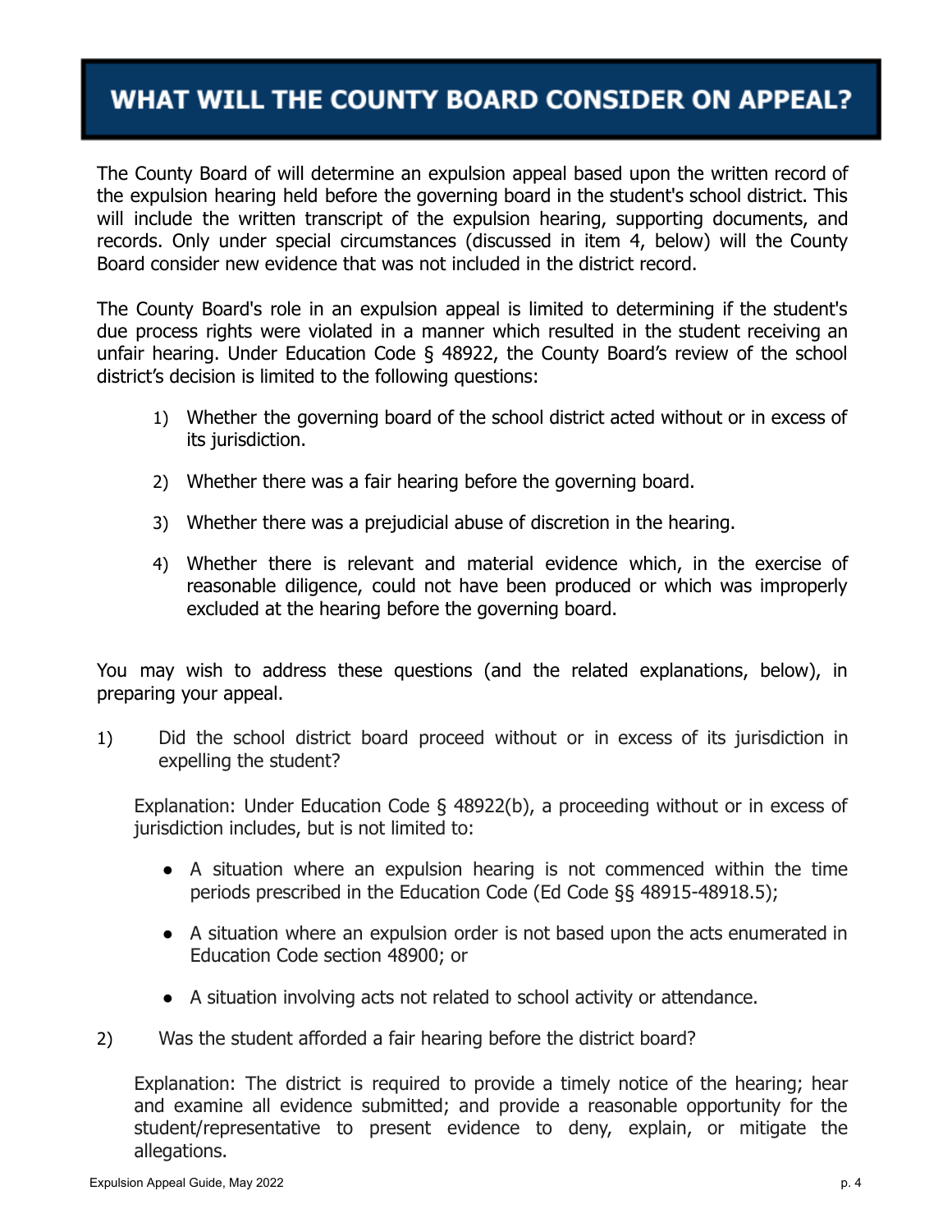# WHAT WILL THE COUNTY BOARD CONSIDER ON APPEAL?

The County Board of will determine an expulsion appeal based upon the written record of the expulsion hearing held before the governing board in the student's school district. This will include the written transcript of the expulsion hearing, supporting documents, and records. Only under special circumstances (discussed in item 4, below) will the County Board consider new evidence that was not included in the district record.

The County Board's role in an expulsion appeal is limited to determining if the student's due process rights were violated in a manner which resulted in the student receiving an unfair hearing. Under Education Code § 48922, the County Board's review of the school district's decision is limited to the following questions:

1) Whether the governing board of the school district acted without or in excess of its jurisdiction.
2) Whether there was a fair hearing before the governing board.
3) Whether there was a prejudicial abuse of discretion in the hearing.
4) Whether there is relevant and material evidence which, in the exercise of reasonable diligence, could not have been produced or which was improperly excluded at the hearing before the governing board.

You may wish to address these questions (and the related explanations, below), in preparing your appeal.

1) Did the school district board proceed without or in excess of its jurisdiction in expelling the student?

   Explanation: Under Education Code § 48922(b), a proceeding without or in excess of jurisdiction includes, but is not limited to:

   - A situation where an expulsion hearing is not commenced within the time periods prescribed in the Education Code (Ed Code §§ 48915-48918.5);
   - A situation where an expulsion order is not based upon the acts enumerated in Education Code section 48900; or
   - A situation involving acts not related to school activity or attendance.

2) Was the student afforded a fair hearing before the district board?

   Explanation: The district is required to provide a timely notice of the hearing; hear and examine all evidence submitted; and provide a reasonable opportunity for the student/representative to present evidence to deny, explain, or mitigate the allegations.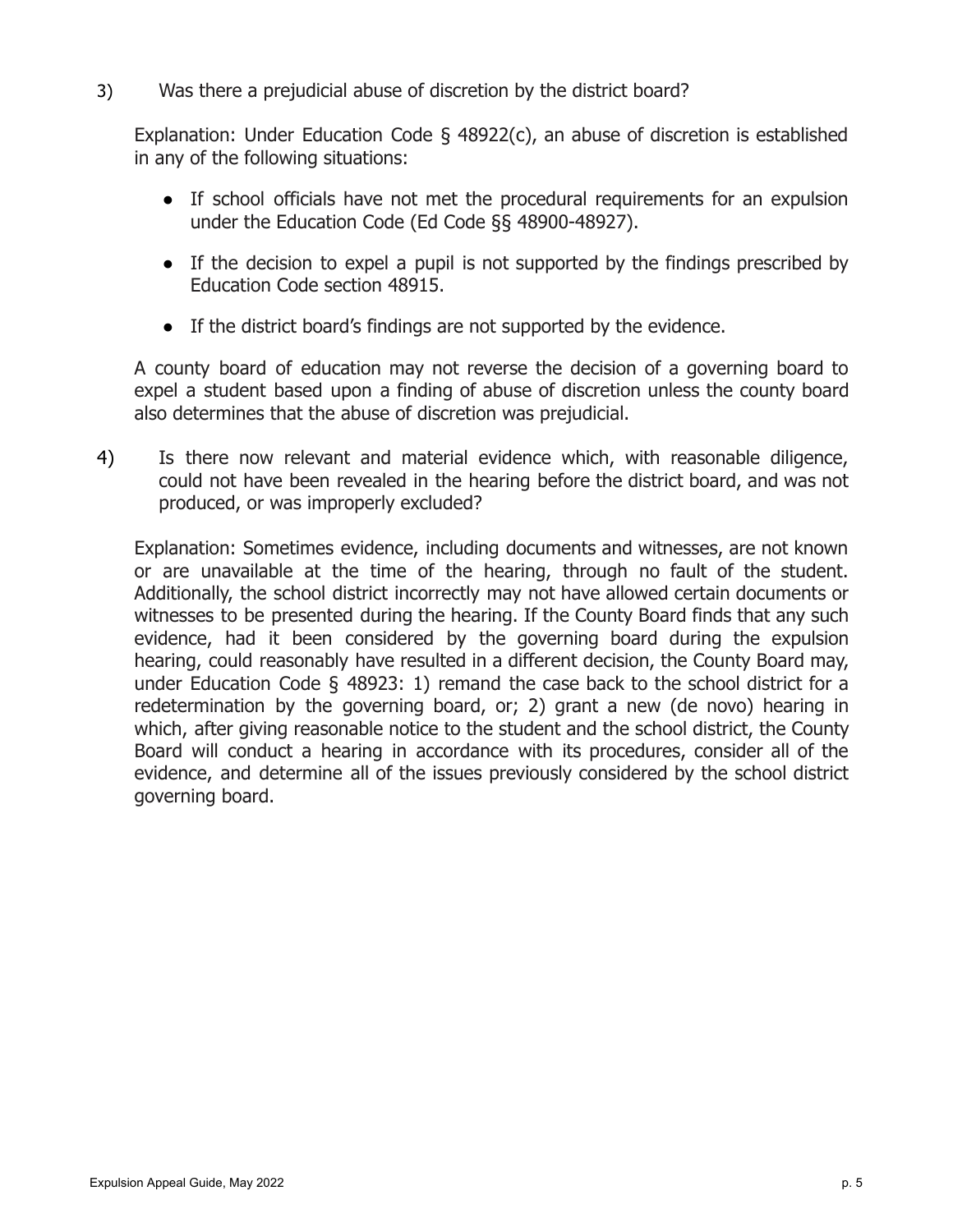3) Was there a prejudicial abuse of discretion by the district board?

   Explanation: Under Education Code § 48922(c), an abuse of discretion is established in any of the following situations:

   - If school officials have not met the procedural requirements for an expulsion under the Education Code (Ed Code §§ 48900-48927).
   - If the decision to expel a pupil is not supported by the findings prescribed by Education Code section 48915.
   - If the district board's findings are not supported by the evidence.

   A county board of education may not reverse the decision of a governing board to expel a student based upon a finding of abuse of discretion unless the county board also determines that the abuse of discretion was prejudicial.

4) Is there now relevant and material evidence which, with reasonable diligence, could not have been revealed in the hearing before the district board, and was not produced, or was improperly excluded?

   Explanation: Sometimes evidence, including documents and witnesses, are not known or are unavailable at the time of the hearing, through no fault of the student. Additionally, the school district incorrectly may not have allowed certain documents or witnesses to be presented during the hearing. If the County Board finds that any such evidence, had it been considered by the governing board during the expulsion hearing, could reasonably have resulted in a different decision, the County Board may, under Education Code § 48923: 1) remand the case back to the school district for a redetermination by the governing board, or; 2) grant a new (de novo) hearing in which, after giving reasonable notice to the student and the school district, the County Board will conduct a hearing in accordance with its procedures, consider all of the evidence, and determine all of the issues previously considered by the school district governing board.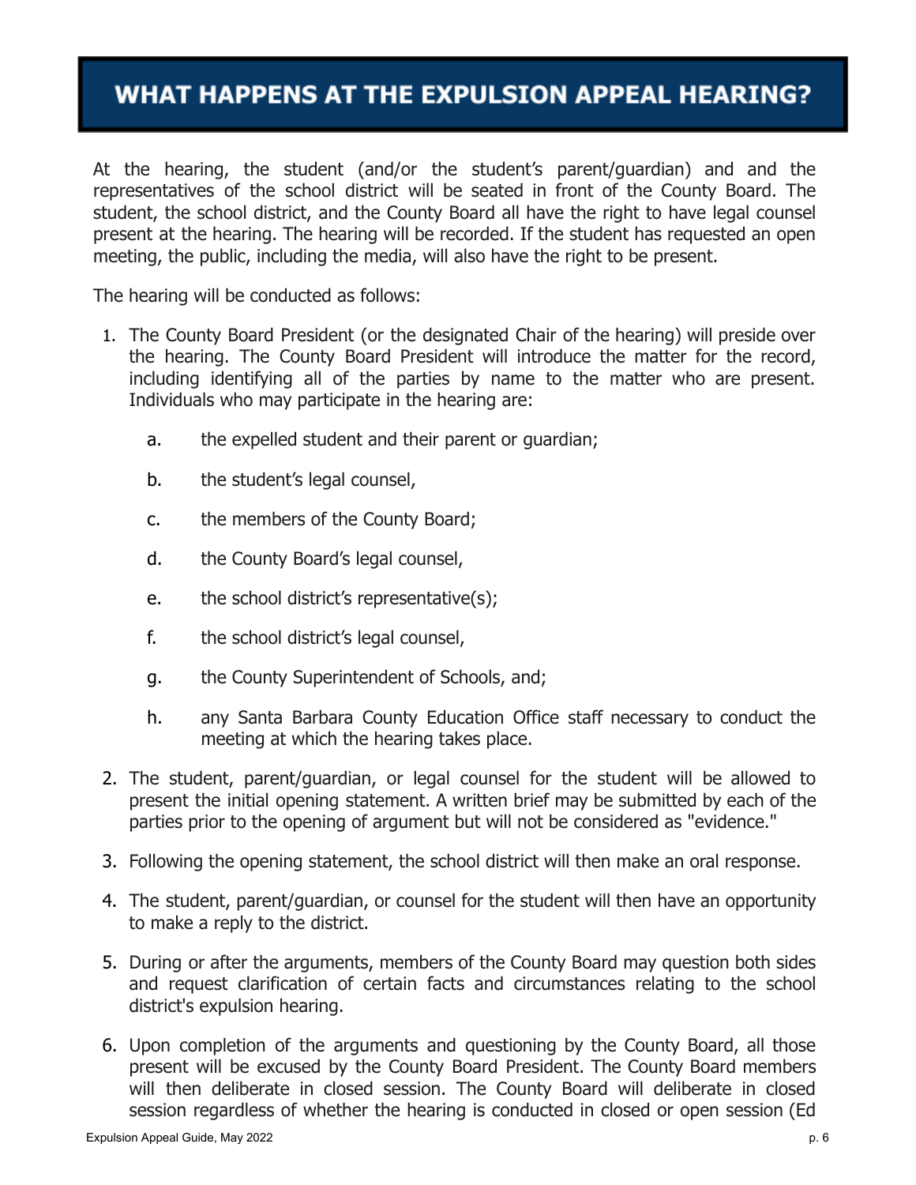# WHAT HAPPENS AT THE EXPULSION APPEAL HEARING?

At the hearing, the student (and/or the student's parent/guardian) and and the representatives of the school district will be seated in front of the County Board. The student, the school district, and the County Board all have the right to have legal counsel present at the hearing. The hearing will be recorded. If the student has requested an open meeting, the public, including the media, will also have the right to be present.

The hearing will be conducted as follows:

1. The County Board President (or the designated Chair of the hearing) will preside over the hearing. The County Board President will introduce the matter for the record, including identifying all of the parties by name to the matter who are present. Individuals who may participate in the hearing are:
   a. the expelled student and their parent or guardian;
   b. the student's legal counsel,
   c. the members of the County Board;
   d. the County Board's legal counsel,
   e. the school district's representative(s);
   f. the school district's legal counsel,
   g. the County Superintendent of Schools, and;
   h. any Santa Barbara County Education Office staff necessary to conduct the meeting at which the hearing takes place.
2. The student, parent/guardian, or legal counsel for the student will be allowed to present the initial opening statement. A written brief may be submitted by each of the parties prior to the opening of argument but will not be considered as "evidence."
3. Following the opening statement, the school district will then make an oral response.
4. The student, parent/guardian, or counsel for the student will then have an opportunity to make a reply to the district.
5. During or after the arguments, members of the County Board may question both sides and request clarification of certain facts and circumstances relating to the school district's expulsion hearing.
6. Upon completion of the arguments and questioning by the County Board, all those present will be excused by the County Board President. The County Board members will then deliberate in closed session. The County Board will deliberate in closed session regardless of whether the hearing is conducted in closed or open session (Ed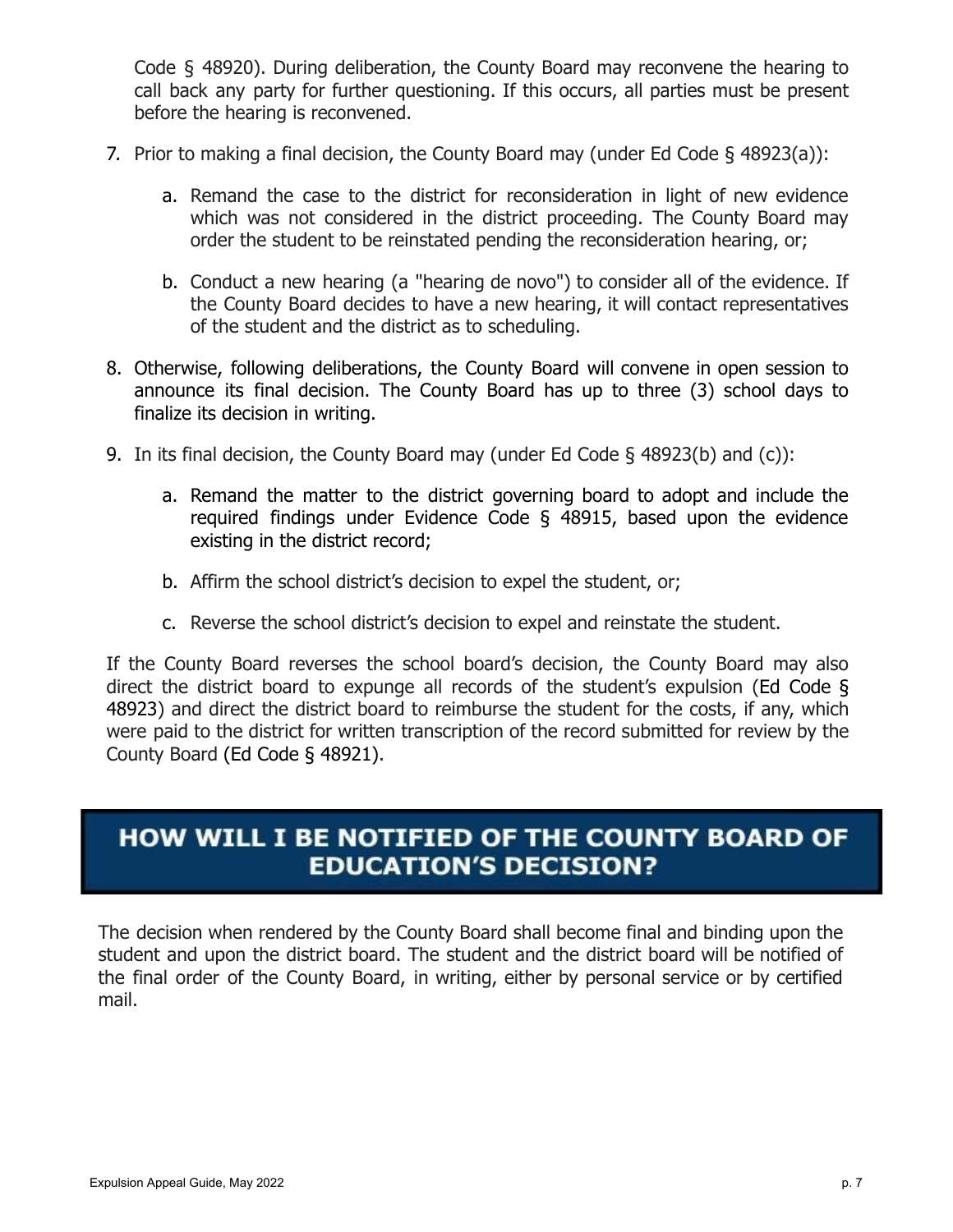Code § 48920). During deliberation, the County Board may reconvene the hearing to call back any party for further questioning. If this occurs, all parties must be present before the hearing is reconvened.

7. Prior to making a final decision, the County Board may (under Ed Code § 48923(a)):

   a. Remand the case to the district for reconsideration in light of new evidence which was not considered in the district proceeding. The County Board may order the student to be reinstated pending the reconsideration hearing, or;

   b. Conduct a new hearing (a "hearing de novo") to consider all of the evidence. If the County Board decides to have a new hearing, it will contact representatives of the student and the district as to scheduling.

8. Otherwise, following deliberations, the County Board will convene in open session to announce its final decision. The County Board has up to three (3) school days to finalize its decision in writing.

9. In its final decision, the County Board may (under Ed Code § 48923(b) and (c)):

   a. Remand the matter to the district governing board to adopt and include the required findings under Evidence Code § 48915, based upon the evidence existing in the district record;

   b. Affirm the school district's decision to expel the student, or;

   c. Reverse the school district's decision to expel and reinstate the student.

If the County Board reverses the school board's decision, the County Board may also direct the district board to expunge all records of the student's expulsion (Ed Code § 48923) and direct the district board to reimburse the student for the costs, if any, which were paid to the district for written transcription of the record submitted for review by the County Board (Ed Code § 48921).

## HOW WILL I BE NOTIFIED OF THE COUNTY BOARD OF EDUCATION'S DECISION?

The decision when rendered by the County Board shall become final and binding upon the student and upon the district board. The student and the district board will be notified of the final order of the County Board, in writing, either by personal service or by certified mail.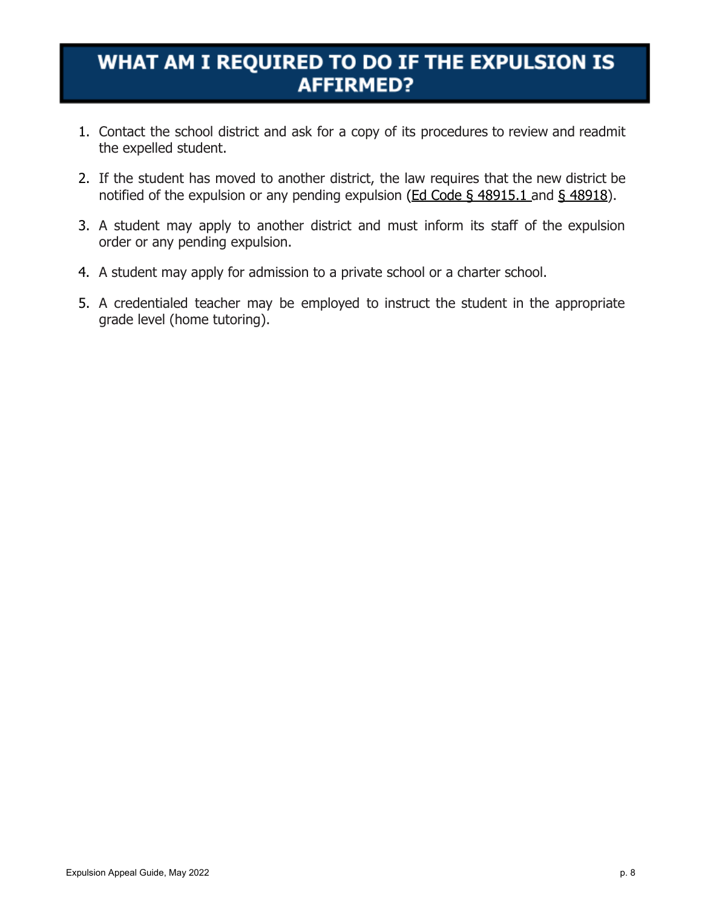# WHAT AM I REQUIRED TO DO IF THE EXPULSION IS AFFIRMED?

1. Contact the school district and ask for a copy of its procedures to review and readmit the expelled student.
2. If the student has moved to another district, the law requires that the new district be notified of the expulsion or any pending expulsion (Ed Code § 48915.1 and § 48918).
3. A student may apply to another district and must inform its staff of the expulsion order or any pending expulsion.
4. A student may apply for admission to a private school or a charter school.
5. A credentialed teacher may be employed to instruct the student in the appropriate grade level (home tutoring).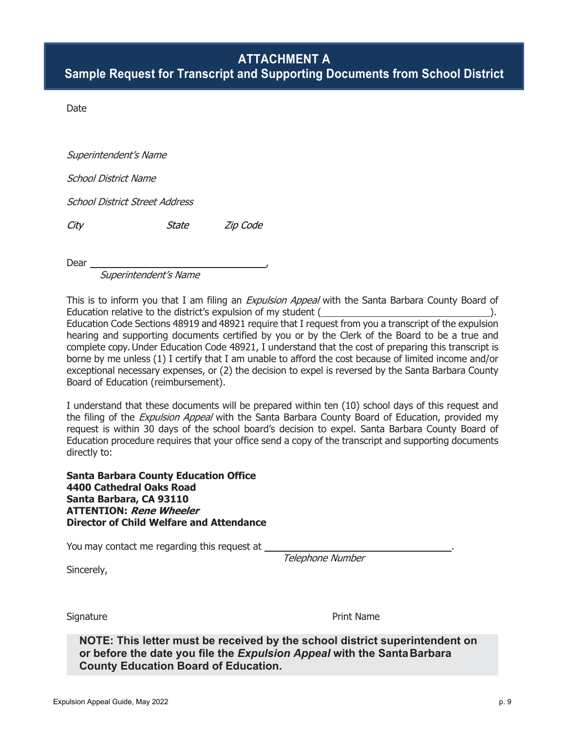# ATTACHMENT A

## Sample Request for Transcript and Supporting Documents from School District

Date

*Superintendent's Name*

*School District Name*

*School District Street Address*

*City* *State* *Zip Code*

Dear ________________________________,
*Superintendent's Name*

This is to inform you that I am filing an *Expulsion Appeal* with the Santa Barbara County Board of Education relative to the district's expulsion of my student (________________________________). Education Code Sections 48919 and 48921 require that I request from you a transcript of the expulsion hearing and supporting documents certified by you or by the Clerk of the Board to be a true and complete copy. Under Education Code 48921, I understand that the cost of preparing this transcript is borne by me unless (1) I certify that I am unable to afford the cost because of limited income and/or exceptional necessary expenses, or (2) the decision to expel is reversed by the Santa Barbara County Board of Education (reimbursement).

I understand that these documents will be prepared within ten (10) school days of this request and the filing of the *Expulsion Appeal* with the Santa Barbara County Board of Education, provided my request is within 30 days of the school board's decision to expel. Santa Barbara County Board of Education procedure requires that your office send a copy of the transcript and supporting documents directly to:

**Santa Barbara County Education Office**
**4400 Cathedral Oaks Road**
**Santa Barbara, CA 93110**
**ATTENTION: *Rene Wheeler***
**Director of Child Welfare and Attendance**

You may contact me regarding this request at ________________________________.
*Telephone Number*

Sincerely,

Signature Print Name

**NOTE: This letter must be received by the school district superintendent on or before the date you file the *Expulsion Appeal* with the Santa Barbara County Education Board of Education.**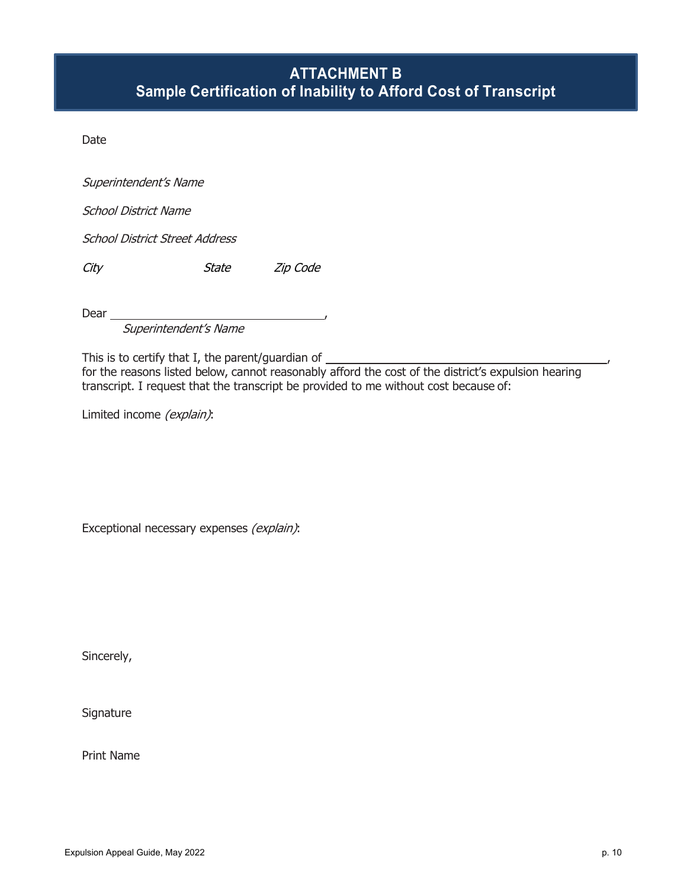# ATTACHMENT B
## Sample Certification of Inability to Afford Cost of Transcript

Date

*Superintendent's Name*

*School District Name*

*School District Street Address*

*City* *State* *Zip Code*

Dear \_\_\_\_\_\_\_\_\_\_\_\_\_\_\_\_\_\_\_\_\_\_\_\_\_\_\_\_\_\_\_\_,
*Superintendent's Name*

This is to certify that I, the parent/guardian of \_\_\_\_\_\_\_\_\_\_\_\_\_\_\_\_\_\_\_\_\_\_\_\_\_\_\_\_\_\_\_\_\_\_\_\_\_\_\_\_\_\_\_\_, for the reasons listed below, cannot reasonably afford the cost of the district's expulsion hearing transcript. I request that the transcript be provided to me without cost because of:

Limited income *(explain)*:

Exceptional necessary expenses *(explain)*:

Sincerely,

Signature

Print Name